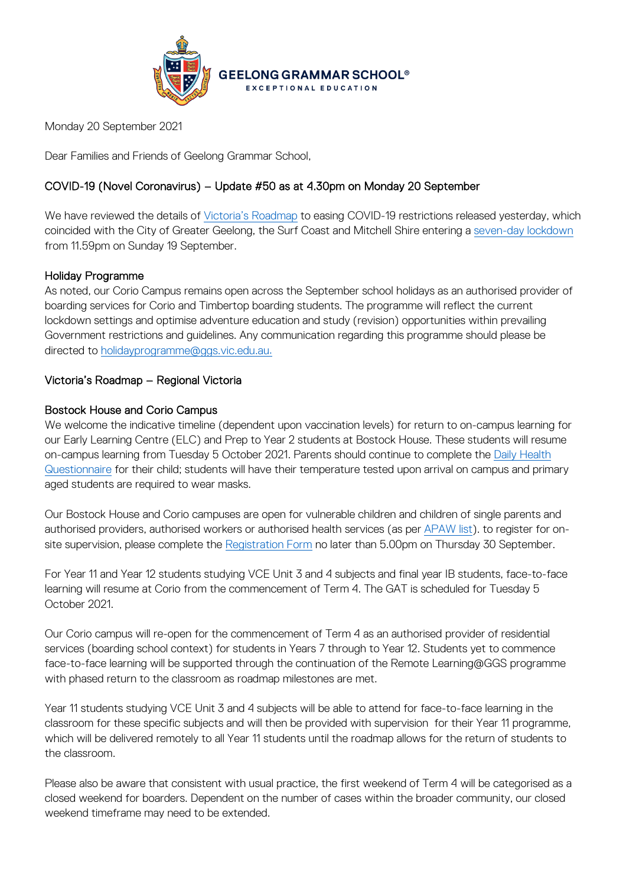**GEELONG GRAMMAR SCHOOL®**
EXCEPTIONAL EDUCATION

Monday 20 September 2021

Dear Families and Friends of Geelong Grammar School,

## COVID-19 (Novel Coronavirus) – Update #50 as at 4.30pm on Monday 20 September

We have reviewed the details of [Victoria's Roadmap]() to easing COVID-19 restrictions released yesterday, which coincided with the City of Greater Geelong, the Surf Coast and Mitchell Shire entering a [seven-day lockdown]() from 11.59pm on Sunday 19 September.

### Holiday Programme

As noted, our Corio Campus remains open across the September school holidays as an authorised provider of boarding services for Corio and Timbertop boarding students. The programme will reflect the current lockdown settings and optimise adventure education and study (revision) opportunities within prevailing Government restrictions and guidelines. Any communication regarding this programme should please be directed to [holidayprogramme@ggs.vic.edu.au.]()

### Victoria's Roadmap – Regional Victoria

### Bostock House and Corio Campus

We welcome the indicative timeline (dependent upon vaccination levels) for return to on-campus learning for our Early Learning Centre (ELC) and Prep to Year 2 students at Bostock House. These students will resume on-campus learning from Tuesday 5 October 2021. Parents should continue to complete the [Daily Health Questionnaire]() for their child; students will have their temperature tested upon arrival on campus and primary aged students are required to wear masks.

Our Bostock House and Corio campuses are open for vulnerable children and children of single parents and authorised providers, authorised workers or authorised health services (as per [APAW list]()). to register for on-site supervision, please complete the [Registration Form]() no later than 5.00pm on Thursday 30 September.

For Year 11 and Year 12 students studying VCE Unit 3 and 4 subjects and final year IB students, face-to-face learning will resume at Corio from the commencement of Term 4. The GAT is scheduled for Tuesday 5 October 2021.

Our Corio campus will re-open for the commencement of Term 4 as an authorised provider of residential services (boarding school context) for students in Years 7 through to Year 12. Students yet to commence face-to-face learning will be supported through the continuation of the Remote Learning@GGS programme with phased return to the classroom as roadmap milestones are met.

Year 11 students studying VCE Unit 3 and 4 subjects will be able to attend for face-to-face learning in the classroom for these specific subjects and will then be provided with supervision for their Year 11 programme, which will be delivered remotely to all Year 11 students until the roadmap allows for the return of students to the classroom.

Please also be aware that consistent with usual practice, the first weekend of Term 4 will be categorised as a closed weekend for boarders. Dependent on the number of cases within the broader community, our closed weekend timeframe may need to be extended.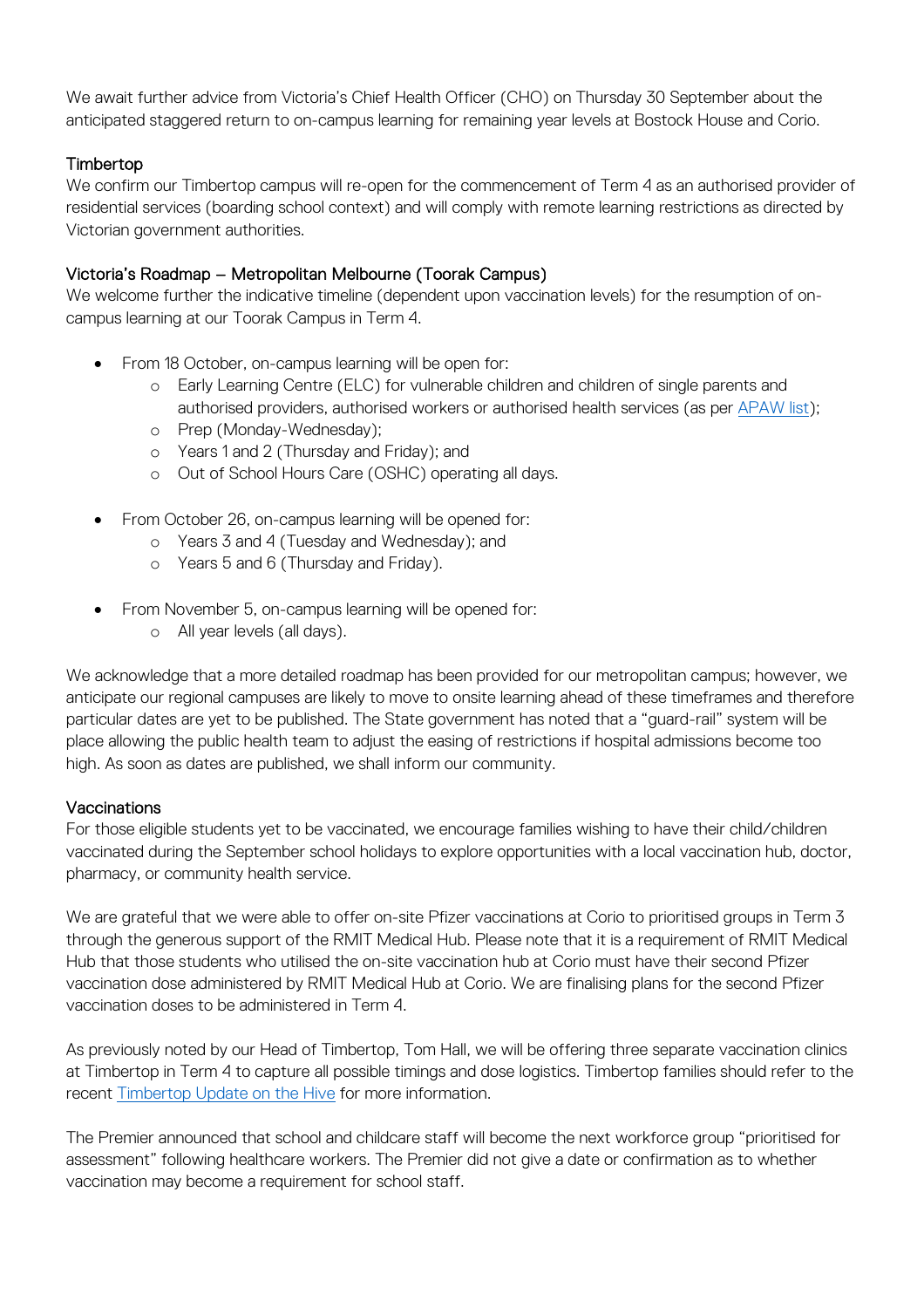We await further advice from Victoria's Chief Health Officer (CHO) on Thursday 30 September about the anticipated staggered return to on-campus learning for remaining year levels at Bostock House and Corio.

### Timbertop

We confirm our Timbertop campus will re-open for the commencement of Term 4 as an authorised provider of residential services (boarding school context) and will comply with remote learning restrictions as directed by Victorian government authorities.

### Victoria's Roadmap – Metropolitan Melbourne (Toorak Campus)

We welcome further the indicative timeline (dependent upon vaccination levels) for the resumption of on-campus learning at our Toorak Campus in Term 4.

- From 18 October, on-campus learning will be open for:
  - Early Learning Centre (ELC) for vulnerable children and children of single parents and authorised providers, authorised workers or authorised health services (as per APAW list);
  - Prep (Monday-Wednesday);
  - Years 1 and 2 (Thursday and Friday); and
  - Out of School Hours Care (OSHC) operating all days.

- From October 26, on-campus learning will be opened for:
  - Years 3 and 4 (Tuesday and Wednesday); and
  - Years 5 and 6 (Thursday and Friday).

- From November 5, on-campus learning will be opened for:
  - All year levels (all days).

We acknowledge that a more detailed roadmap has been provided for our metropolitan campus; however, we anticipate our regional campuses are likely to move to onsite learning ahead of these timeframes and therefore particular dates are yet to be published. The State government has noted that a "guard-rail" system will be place allowing the public health team to adjust the easing of restrictions if hospital admissions become too high. As soon as dates are published, we shall inform our community.

### Vaccinations

For those eligible students yet to be vaccinated, we encourage families wishing to have their child/children vaccinated during the September school holidays to explore opportunities with a local vaccination hub, doctor, pharmacy, or community health service.

We are grateful that we were able to offer on-site Pfizer vaccinations at Corio to prioritised groups in Term 3 through the generous support of the RMIT Medical Hub. Please note that it is a requirement of RMIT Medical Hub that those students who utilised the on-site vaccination hub at Corio must have their second Pfizer vaccination dose administered by RMIT Medical Hub at Corio. We are finalising plans for the second Pfizer vaccination doses to be administered in Term 4.

As previously noted by our Head of Timbertop, Tom Hall, we will be offering three separate vaccination clinics at Timbertop in Term 4 to capture all possible timings and dose logistics. Timbertop families should refer to the recent Timbertop Update on the Hive for more information.

The Premier announced that school and childcare staff will become the next workforce group "prioritised for assessment" following healthcare workers. The Premier did not give a date or confirmation as to whether vaccination may become a requirement for school staff.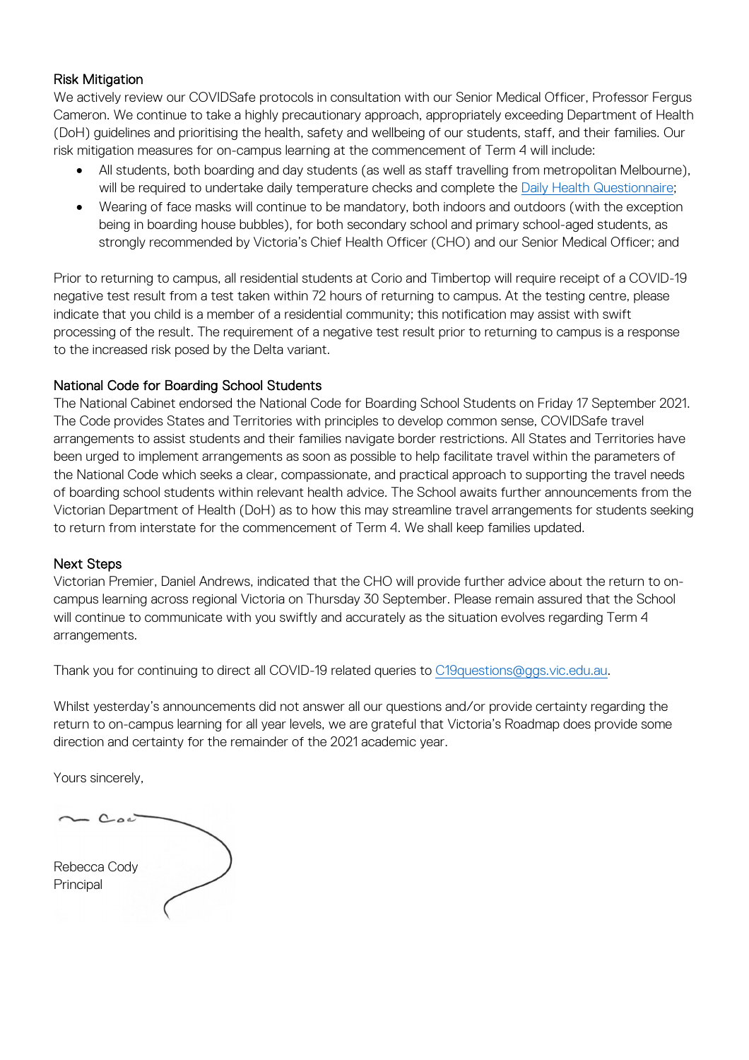### Risk Mitigation

We actively review our COVIDSafe protocols in consultation with our Senior Medical Officer, Professor Fergus Cameron. We continue to take a highly precautionary approach, appropriately exceeding Department of Health (DoH) guidelines and prioritising the health, safety and wellbeing of our students, staff, and their families. Our risk mitigation measures for on-campus learning at the commencement of Term 4 will include:

- All students, both boarding and day students (as well as staff travelling from metropolitan Melbourne), will be required to undertake daily temperature checks and complete the [Daily Health Questionnaire](Daily Health Questionnaire);
- Wearing of face masks will continue to be mandatory, both indoors and outdoors (with the exception being in boarding house bubbles), for both secondary school and primary school-aged students, as strongly recommended by Victoria's Chief Health Officer (CHO) and our Senior Medical Officer; and

Prior to returning to campus, all residential students at Corio and Timbertop will require receipt of a COVID-19 negative test result from a test taken within 72 hours of returning to campus. At the testing centre, please indicate that you child is a member of a residential community; this notification may assist with swift processing of the result. The requirement of a negative test result prior to returning to campus is a response to the increased risk posed by the Delta variant.

### National Code for Boarding School Students

The National Cabinet endorsed the National Code for Boarding School Students on Friday 17 September 2021. The Code provides States and Territories with principles to develop common sense, COVIDSafe travel arrangements to assist students and their families navigate border restrictions. All States and Territories have been urged to implement arrangements as soon as possible to help facilitate travel within the parameters of the National Code which seeks a clear, compassionate, and practical approach to supporting the travel needs of boarding school students within relevant health advice. The School awaits further announcements from the Victorian Department of Health (DoH) as to how this may streamline travel arrangements for students seeking to return from interstate for the commencement of Term 4. We shall keep families updated.

### Next Steps

Victorian Premier, Daniel Andrews, indicated that the CHO will provide further advice about the return to on-campus learning across regional Victoria on Thursday 30 September. Please remain assured that the School will continue to communicate with you swiftly and accurately as the situation evolves regarding Term 4 arrangements.

Thank you for continuing to direct all COVID-19 related queries to [C19questions@ggs.vic.edu.au](mailto:C19questions@ggs.vic.edu.au).

Whilst yesterday's announcements did not answer all our questions and/or provide certainty regarding the return to on-campus learning for all year levels, we are grateful that Victoria's Roadmap does provide some direction and certainty for the remainder of the 2021 academic year.

Yours sincerely,

Rebecca Cody
Principal